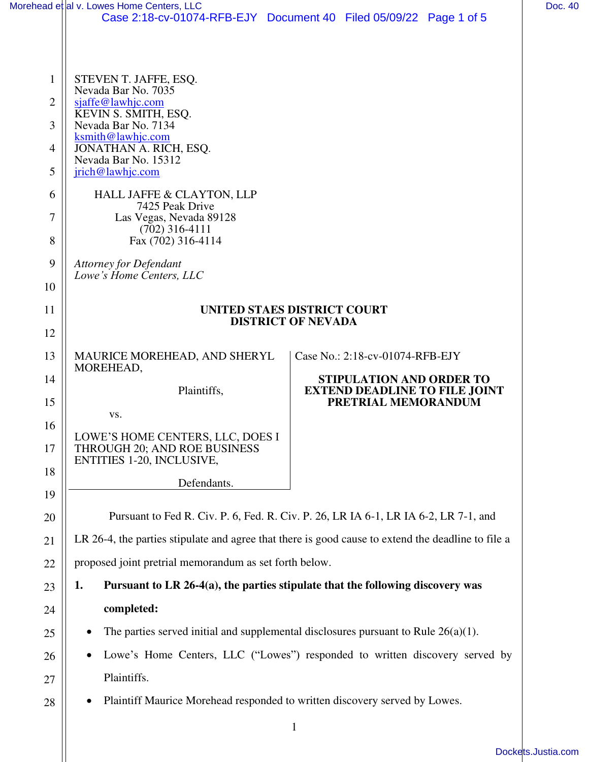STEVEN T. JAFFE, ESQ.
Nevada Bar No. 7035
sjaffe@lawhjc.com
KEVIN S. SMITH, ESQ.
Nevada Bar No. 7134
ksmith@lawhjc.com
JONATHAN A. RICH, ESQ.
Nevada Bar No. 15312
jrich@lawhjc.com

HALL JAFFE & CLAYTON, LLP
7425 Peak Drive
Las Vegas, Nevada 89128
(702) 316-4111
Fax (702) 316-4114

*Attorney for Defendant*
*Lowe's Home Centers, LLC*

**UNITED STAES DISTRICT COURT**
**DISTRICT OF NEVADA**

MAURICE MOREHEAD, AND SHERYL MOREHEAD,

Plaintiffs,

vs.

LOWE'S HOME CENTERS, LLC, DOES I THROUGH 20; AND ROE BUSINESS ENTITIES 1-20, INCLUSIVE,

Defendants.

Case No.: 2:18-cv-01074-RFB-EJY

**STIPULATION AND ORDER TO EXTEND DEADLINE TO FILE JOINT PRETRIAL MEMORANDUM**

Pursuant to Fed R. Civ. P. 6, Fed. R. Civ. P. 26, LR IA 6-1, LR IA 6-2, LR 7-1, and LR 26-4, the parties stipulate and agree that there is good cause to extend the deadline to file a proposed joint pretrial memorandum as set forth below.

**1. Pursuant to LR 26-4(a), the parties stipulate that the following discovery was completed:**

- The parties served initial and supplemental disclosures pursuant to Rule 26(a)(1).
- Lowe's Home Centers, LLC ("Lowes") responded to written discovery served by Plaintiffs.
- Plaintiff Maurice Morehead responded to written discovery served by Lowes.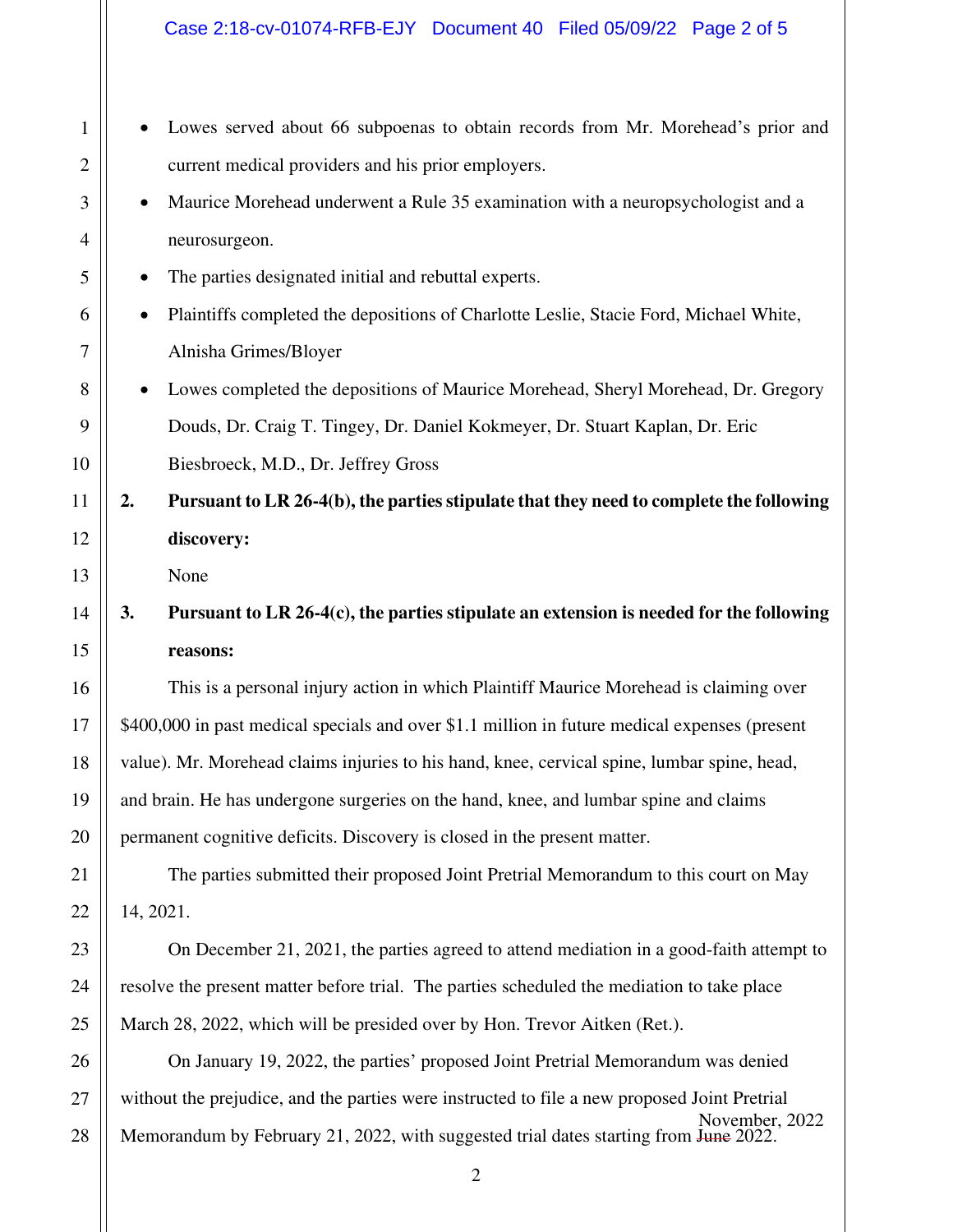- Lowes served about 66 subpoenas to obtain records from Mr. Morehead's prior and current medical providers and his prior employers.
- Maurice Morehead underwent a Rule 35 examination with a neuropsychologist and a neurosurgeon.
- The parties designated initial and rebuttal experts.
- Plaintiffs completed the depositions of Charlotte Leslie, Stacie Ford, Michael White, Alnisha Grimes/Bloyer
- Lowes completed the depositions of Maurice Morehead, Sheryl Morehead, Dr. Gregory Douds, Dr. Craig T. Tingey, Dr. Daniel Kokmeyer, Dr. Stuart Kaplan, Dr. Eric Biesbroeck, M.D., Dr. Jeffrey Gross

**2. Pursuant to LR 26-4(b), the parties stipulate that they need to complete the following discovery:**

None

**3. Pursuant to LR 26-4(c), the parties stipulate an extension is needed for the following reasons:**

This is a personal injury action in which Plaintiff Maurice Morehead is claiming over $400,000 in past medical specials and over $1.1 million in future medical expenses (present value). Mr. Morehead claims injuries to his hand, knee, cervical spine, lumbar spine, head, and brain. He has undergone surgeries on the hand, knee, and lumbar spine and claims permanent cognitive deficits. Discovery is closed in the present matter.

The parties submitted their proposed Joint Pretrial Memorandum to this court on May 14, 2021.

On December 21, 2021, the parties agreed to attend mediation in a good-faith attempt to resolve the present matter before trial. The parties scheduled the mediation to take place March 28, 2022, which will be presided over by Hon. Trevor Aitken (Ret.).

On January 19, 2022, the parties' proposed Joint Pretrial Memorandum was denied without the prejudice, and the parties were instructed to file a new proposed Joint Pretrial Memorandum by February 21, 2022, with suggested trial dates starting from ~~June~~ November, 2022 2022.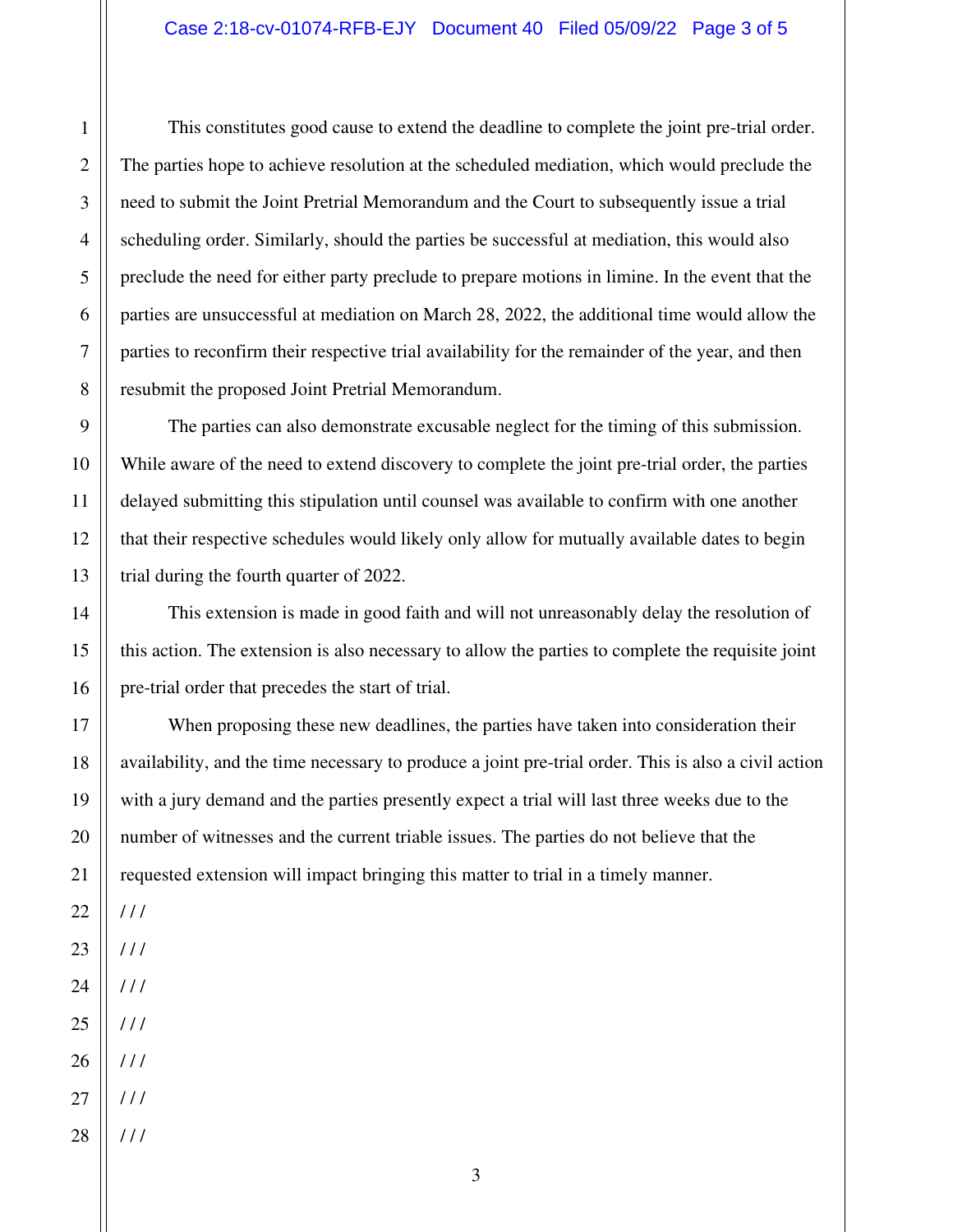This constitutes good cause to extend the deadline to complete the joint pre-trial order. The parties hope to achieve resolution at the scheduled mediation, which would preclude the need to submit the Joint Pretrial Memorandum and the Court to subsequently issue a trial scheduling order. Similarly, should the parties be successful at mediation, this would also preclude the need for either party preclude to prepare motions in limine. In the event that the parties are unsuccessful at mediation on March 28, 2022, the additional time would allow the parties to reconfirm their respective trial availability for the remainder of the year, and then resubmit the proposed Joint Pretrial Memorandum.

The parties can also demonstrate excusable neglect for the timing of this submission. While aware of the need to extend discovery to complete the joint pre-trial order, the parties delayed submitting this stipulation until counsel was available to confirm with one another that their respective schedules would likely only allow for mutually available dates to begin trial during the fourth quarter of 2022.

This extension is made in good faith and will not unreasonably delay the resolution of this action. The extension is also necessary to allow the parties to complete the requisite joint pre-trial order that precedes the start of trial.

When proposing these new deadlines, the parties have taken into consideration their availability, and the time necessary to produce a joint pre-trial order. This is also a civil action with a jury demand and the parties presently expect a trial will last three weeks due to the number of witnesses and the current triable issues. The parties do not believe that the requested extension will impact bringing this matter to trial in a timely manner.

/ / /

/ / /

/ / /

/ / /

/ / /

/ / /

/ / /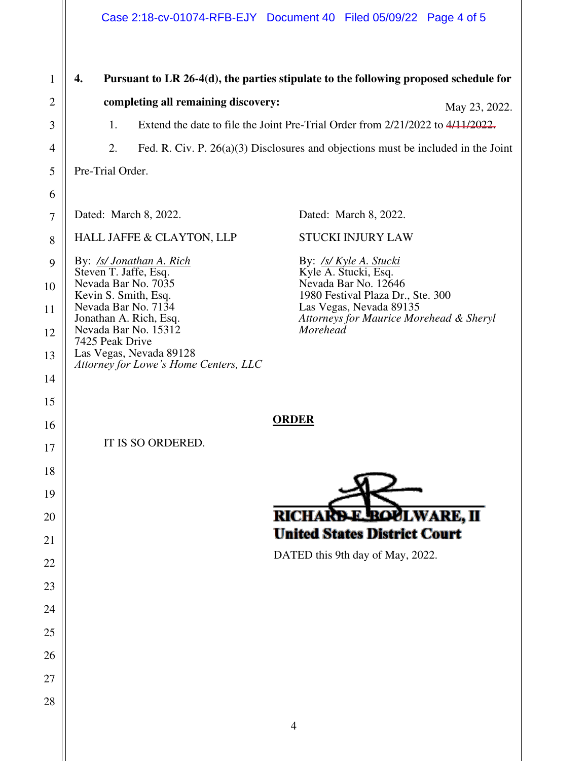**4. Pursuant to LR 26-4(d), the parties stipulate to the following proposed schedule for completing all remaining discovery:**

1. Extend the date to file the Joint Pre-Trial Order from 2/21/2022 to ~~4/11/2022.~~ May 23, 2022.

2. Fed. R. Civ. P. 26(a)(3) Disclosures and objections must be included in the Joint Pre-Trial Order.

Dated: March 8, 2022.

HALL JAFFE & CLAYTON, LLP

By: */s/ Jonathan A. Rich*
Steven T. Jaffe, Esq.
Nevada Bar No. 7035
Kevin S. Smith, Esq.
Nevada Bar No. 7134
Jonathan A. Rich, Esq.
Nevada Bar No. 15312
7425 Peak Drive
Las Vegas, Nevada 89128
*Attorney for Lowe's Home Centers, LLC*

Dated: March 8, 2022.

STUCKI INJURY LAW

By: */s/ Kyle A. Stucki*
Kyle A. Stucki, Esq.
Nevada Bar No. 12646
1980 Festival Plaza Dr., Ste. 300
Las Vegas, Nevada 89135
*Attorneys for Maurice Morehead & Sheryl Morehead*

**ORDER**

IT IS SO ORDERED.

**RICHARD F. BOULWARE, II**
**United States District Court**

DATED this 9th day of May, 2022.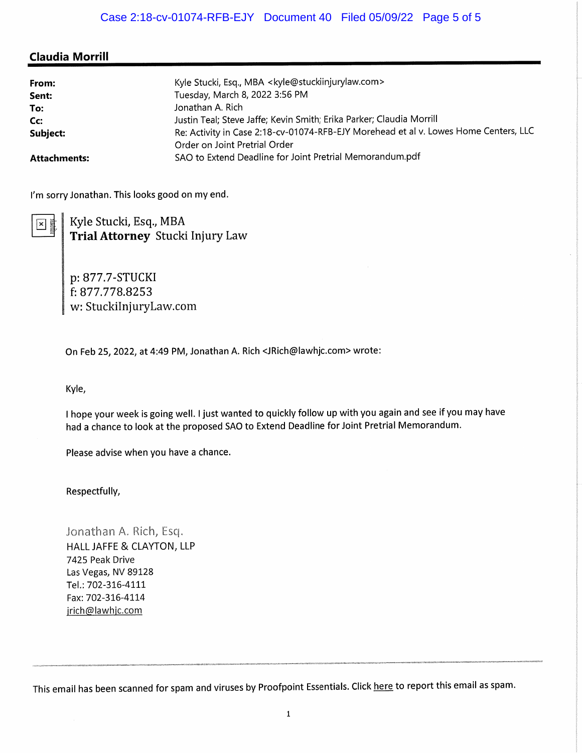**Claudia Morrill**

| | |
|---|---|
| **From:** | Kyle Stucki, Esq., MBA <kyle@stuckiinjurylaw.com> |
| **Sent:** | Tuesday, March 8, 2022 3:56 PM |
| **To:** | Jonathan A. Rich |
| **Cc:** | Justin Teal; Steve Jaffe; Kevin Smith; Erika Parker; Claudia Morrill |
| **Subject:** | Re: Activity in Case 2:18-cv-01074-RFB-EJY Morehead et al v. Lowes Home Centers, LLC Order on Joint Pretrial Order |
| **Attachments:** | SAO to Extend Deadline for Joint Pretrial Memorandum.pdf |

I'm sorry Jonathan. This looks good on my end.

Kyle Stucki, Esq., MBA
**Trial Attorney** Stucki Injury Law

p: 877.7-STUCKI
f: 877.778.8253
w: StuckiInjuryLaw.com

On Feb 25, 2022, at 4:49 PM, Jonathan A. Rich <JRich@lawhjc.com> wrote:

Kyle,

I hope your week is going well. I just wanted to quickly follow up with you again and see if you may have had a chance to look at the proposed SAO to Extend Deadline for Joint Pretrial Memorandum.

Please advise when you have a chance.

Respectfully,

Jonathan A. Rich, Esq.
HALL JAFFE & CLAYTON, LLP
7425 Peak Drive
Las Vegas, NV 89128
Tel.: 702-316-4111
Fax: 702-316-4114
jrich@lawhjc.com

---

This email has been scanned for spam and viruses by Proofpoint Essentials. Click here to report this email as spam.